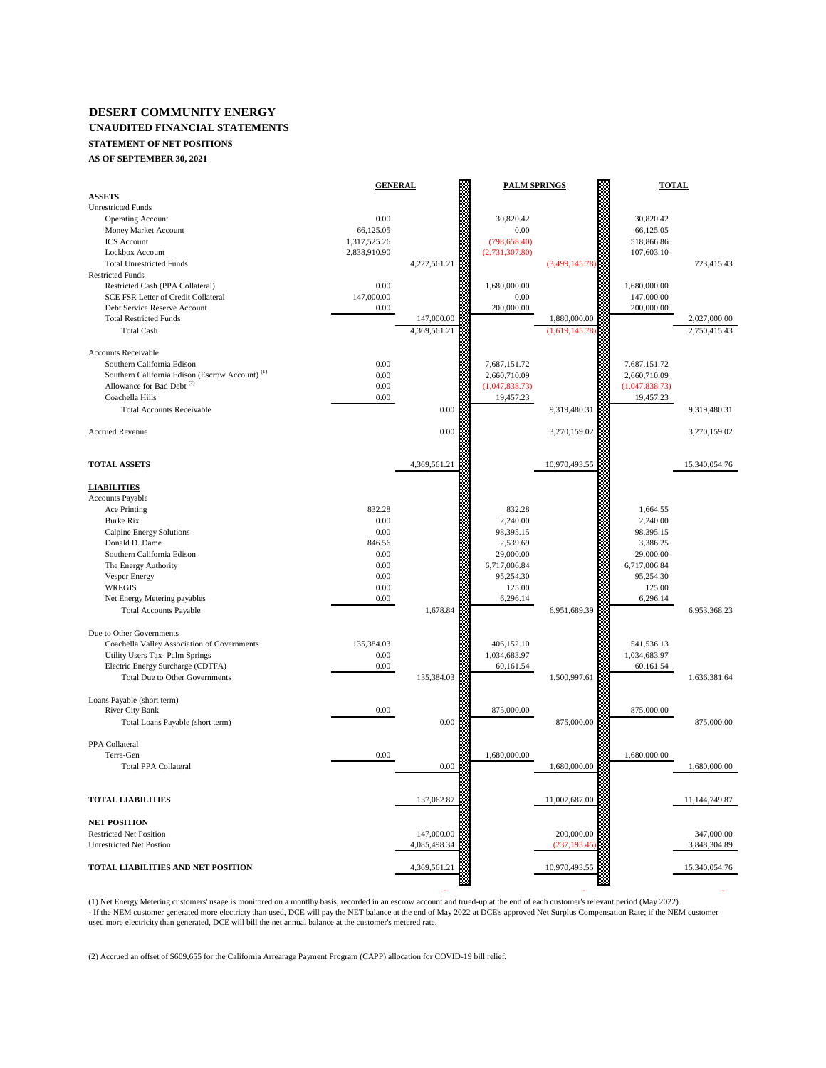# DESERT COMMUNITY ENERGY

## UNAUDITED FINANCIAL STATEMENTS

### STATEMENT OF NET POSITIONS

### AS OF SEPTEMBER 30, 2021

| | GENERAL | | PALM SPRINGS | | TOTAL | |
|---|---|---|---|---|---|---|
| **ASSETS** | | | | | | |
| Unrestricted Funds | | | | | | |
| Operating Account | 0.00 | | 30,820.42 | | 30,820.42 | |
| Money Market Account | 66,125.05 | | 0.00 | | 66,125.05 | |
| ICS Account | 1,317,525.26 | | (798,658.40) | | 518,866.86 | |
| Lockbox Account | 2,838,910.90 | | (2,731,307.80) | | 107,603.10 | |
| Total Unrestricted Funds | | 4,222,561.21 | | (3,499,145.78) | | 723,415.43 |
| Restricted Funds | | | | | | |
| Restricted Cash (PPA Collateral) | 0.00 | | 1,680,000.00 | | 1,680,000.00 | |
| SCE FSR Letter of Credit Collateral | 147,000.00 | | 0.00 | | 147,000.00 | |
| Debt Service Reserve Account | 0.00 | | 200,000.00 | | 200,000.00 | |
| Total Restricted Funds | | 147,000.00 | | 1,880,000.00 | | 2,027,000.00 |
| Total Cash | | 4,369,561.21 | | (1,619,145.78) | | 2,750,415.43 |
| | | | | | | |
| Accounts Receivable | | | | | | |
| Southern California Edison | 0.00 | | 7,687,151.72 | | 7,687,151.72 | |
| Southern California Edison (Escrow Account) [1] | 0.00 | | 2,660,710.09 | | 2,660,710.09 | |
| Allowance for Bad Debt [2] | 0.00 | | (1,047,838.73) | | (1,047,838.73) | |
| Coachella Hills | 0.00 | | 19,457.23 | | 19,457.23 | |
| Total Accounts Receivable | | 0.00 | | 9,319,480.31 | | 9,319,480.31 |
| | | | | | | |
| Accrued Revenue | | 0.00 | | 3,270,159.02 | | 3,270,159.02 |
| | | | | | | |
| **TOTAL ASSETS** | | 4,369,561.21 | | 10,970,493.55 | | 15,340,054.76 |
| | | | | | | |
| **LIABILITIES** | | | | | | |
| Accounts Payable | | | | | | |
| Ace Printing | 832.28 | | 832.28 | | 1,664.55 | |
| Burke Rix | 0.00 | | 2,240.00 | | 2,240.00 | |
| Calpine Energy Solutions | 0.00 | | 98,395.15 | | 98,395.15 | |
| Donald D. Dame | 846.56 | | 2,539.69 | | 3,386.25 | |
| Southern California Edison | 0.00 | | 29,000.00 | | 29,000.00 | |
| The Energy Authority | 0.00 | | 6,717,006.84 | | 6,717,006.84 | |
| Vesper Energy | 0.00 | | 95,254.30 | | 95,254.30 | |
| WREGIS | 0.00 | | 125.00 | | 125.00 | |
| Net Energy Metering payables | 0.00 | | 6,296.14 | | 6,296.14 | |
| Total Accounts Payable | | 1,678.84 | | 6,951,689.39 | | 6,953,368.23 |
| | | | | | | |
| Due to Other Governments | | | | | | |
| Coachella Valley Association of Governments | 135,384.03 | | 406,152.10 | | 541,536.13 | |
| Utility Users Tax- Palm Springs | 0.00 | | 1,034,683.97 | | 1,034,683.97 | |
| Electric Energy Surcharge (CDTFA) | 0.00 | | 60,161.54 | | 60,161.54 | |
| Total Due to Other Governments | | 135,384.03 | | 1,500,997.61 | | 1,636,381.64 |
| | | | | | | |
| Loans Payable (short term) | | | | | | |
| River City Bank | 0.00 | | 875,000.00 | | 875,000.00 | |
| Total Loans Payable (short term) | | 0.00 | | 875,000.00 | | 875,000.00 |
| | | | | | | |
| PPA Collateral | | | | | | |
| Terra-Gen | 0.00 | | 1,680,000.00 | | 1,680,000.00 | |
| Total PPA Collateral | | 0.00 | | 1,680,000.00 | | 1,680,000.00 |
| | | | | | | |
| **TOTAL LIABILITIES** | | 137,062.87 | | 11,007,687.00 | | 11,144,749.87 |
| | | | | | | |
| **NET POSITION** | | | | | | |
| Restricted Net Position | | 147,000.00 | | 200,000.00 | | 347,000.00 |
| Unrestricted Net Postion | | 4,085,498.34 | | (237,193.45) | | 3,848,304.89 |
| | | | | | | |
| **TOTAL LIABILITIES AND NET POSITION** | | 4,369,561.21 | | 10,970,493.55 | | 15,340,054.76 |
| | | - | | - | | - |

(1) Net Energy Metering customers' usage is monitored on a montlhy basis, recorded in an escrow account and trued-up at the end of each customer's relevant period (May 2022).
- If the NEM customer generated more electricty than used, DCE will pay the NET balance at the end of May 2022 at DCE's approved Net Surplus Compensation Rate; if the NEM customer used more electricity than generated, DCE will bill the net annual balance at the customer's metered rate.

(2) Accrued an offset of $609,655 for the California Arrearage Payment Program (CAPP) allocation for COVID-19 bill relief.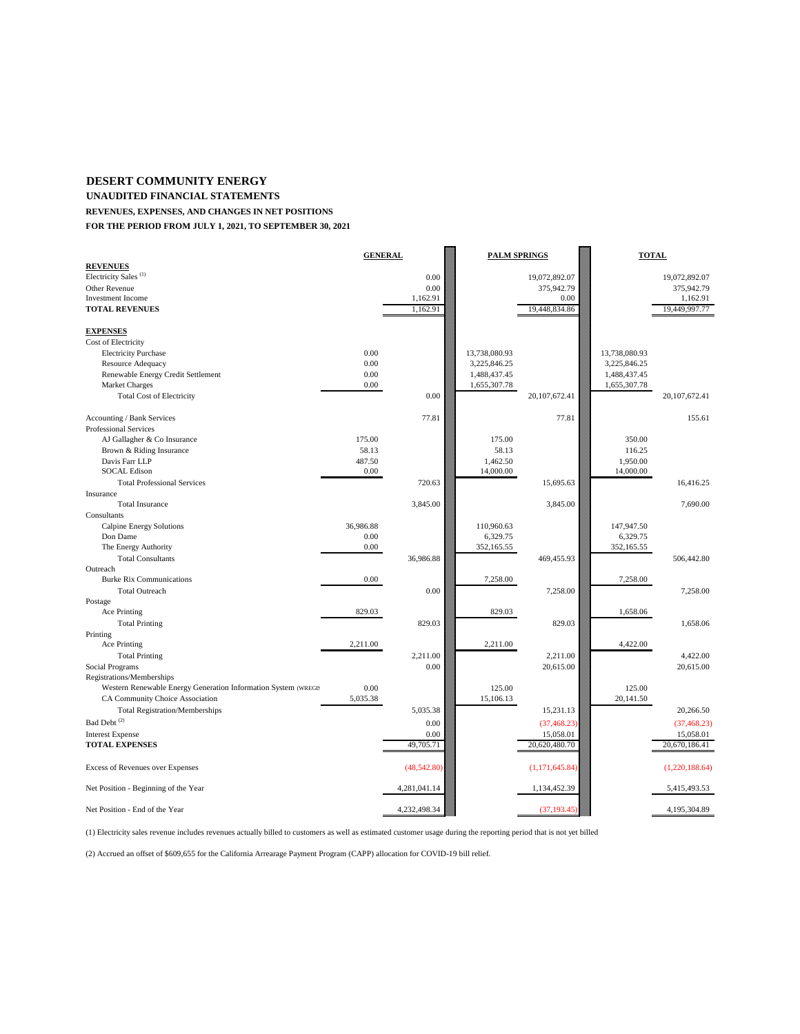# DESERT COMMUNITY ENERGY

## UNAUDITED FINANCIAL STATEMENTS

### REVENUES, EXPENSES, AND CHANGES IN NET POSITIONS

### FOR THE PERIOD FROM JULY 1, 2021, TO SEPTEMBER 30, 2021

| | GENERAL | | PALM SPRINGS | | TOTAL | |
|---|---|---|---|---|---|---|
| **REVENUES** | | | | | | |
| Electricity Sales (1) | | 0.00 | | 19,072,892.07 | | 19,072,892.07 |
| Other Revenue | | 0.00 | | 375,942.79 | | 375,942.79 |
| Investment Income | | 1,162.91 | | 0.00 | | 1,162.91 |
| **TOTAL REVENUES** | | 1,162.91 | | 19,448,834.86 | | 19,449,997.77 |
| | | | | | | |
| **EXPENSES** | | | | | | |
| Cost of Electricity | | | | | | |
| Electricity Purchase | 0.00 | | 13,738,080.93 | | 13,738,080.93 | |
| Resource Adequacy | 0.00 | | 3,225,846.25 | | 3,225,846.25 | |
| Renewable Energy Credit Settlement | 0.00 | | 1,488,437.45 | | 1,488,437.45 | |
| Market Charges | 0.00 | | 1,655,307.78 | | 1,655,307.78 | |
| Total Cost of Electricity | | 0.00 | | 20,107,672.41 | | 20,107,672.41 |
| | | | | | | |
| Accounting / Bank Services | | 77.81 | | 77.81 | | 155.61 |
| Professional Services | | | | | | |
| AJ Gallagher & Co Insurance | 175.00 | | 175.00 | | 350.00 | |
| Brown & Riding Insurance | 58.13 | | 58.13 | | 116.25 | |
| Davis Farr LLP | 487.50 | | 1,462.50 | | 1,950.00 | |
| SOCAL Edison | 0.00 | | 14,000.00 | | 14,000.00 | |
| Total Professional Services | | 720.63 | | 15,695.63 | | 16,416.25 |
| Insurance | | | | | | |
| Total Insurance | | 3,845.00 | | 3,845.00 | | 7,690.00 |
| Consultants | | | | | | |
| Calpine Energy Solutions | 36,986.88 | | 110,960.63 | | 147,947.50 | |
| Don Dame | 0.00 | | 6,329.75 | | 6,329.75 | |
| The Energy Authority | 0.00 | | 352,165.55 | | 352,165.55 | |
| Total Consultants | | 36,986.88 | | 469,455.93 | | 506,442.80 |
| Outreach | | | | | | |
| Burke Rix Communications | 0.00 | | 7,258.00 | | 7,258.00 | |
| Total Outreach | | 0.00 | | 7,258.00 | | 7,258.00 |
| Postage | | | | | | |
| Ace Printing | 829.03 | | 829.03 | | 1,658.06 | |
| Total Printing | | 829.03 | | 829.03 | | 1,658.06 |
| Printing | | | | | | |
| Ace Printing | 2,211.00 | | 2,211.00 | | 4,422.00 | |
| Total Printing | | 2,211.00 | | 2,211.00 | | 4,422.00 |
| Social Programs | | 0.00 | | 20,615.00 | | 20,615.00 |
| Registrations/Memberships | | | | | | |
| Western Renewable Energy Generation Information System (WREGIS | 0.00 | | 125.00 | | 125.00 | |
| CA Community Choice Association | 5,035.38 | | 15,106.13 | | 20,141.50 | |
| Total Registration/Memberships | | 5,035.38 | | 15,231.13 | | 20,266.50 |
| Bad Debt (2) | | 0.00 | | (37,468.23) | | (37,468.23) |
| Interest Expense | | 0.00 | | 15,058.01 | | 15,058.01 |
| **TOTAL EXPENSES** | | 49,705.71 | | 20,620,480.70 | | 20,670,186.41 |
| | | | | | | |
| Excess of Revenues over Expenses | | (48,542.80) | | (1,171,645.84) | | (1,220,188.64) |
| | | | | | | |
| Net Position - Beginning of the Year | | 4,281,041.14 | | 1,134,452.39 | | 5,415,493.53 |
| | | | | | | |
| Net Position - End of the Year | | 4,232,498.34 | | (37,193.45) | | 4,195,304.89 |

(1) Electricity sales revenue includes revenues actually billed to customers as well as estimated customer usage during the reporting period that is not yet billed

(2) Accrued an offset of $609,655 for the California Arrearage Payment Program (CAPP) allocation for COVID-19 bill relief.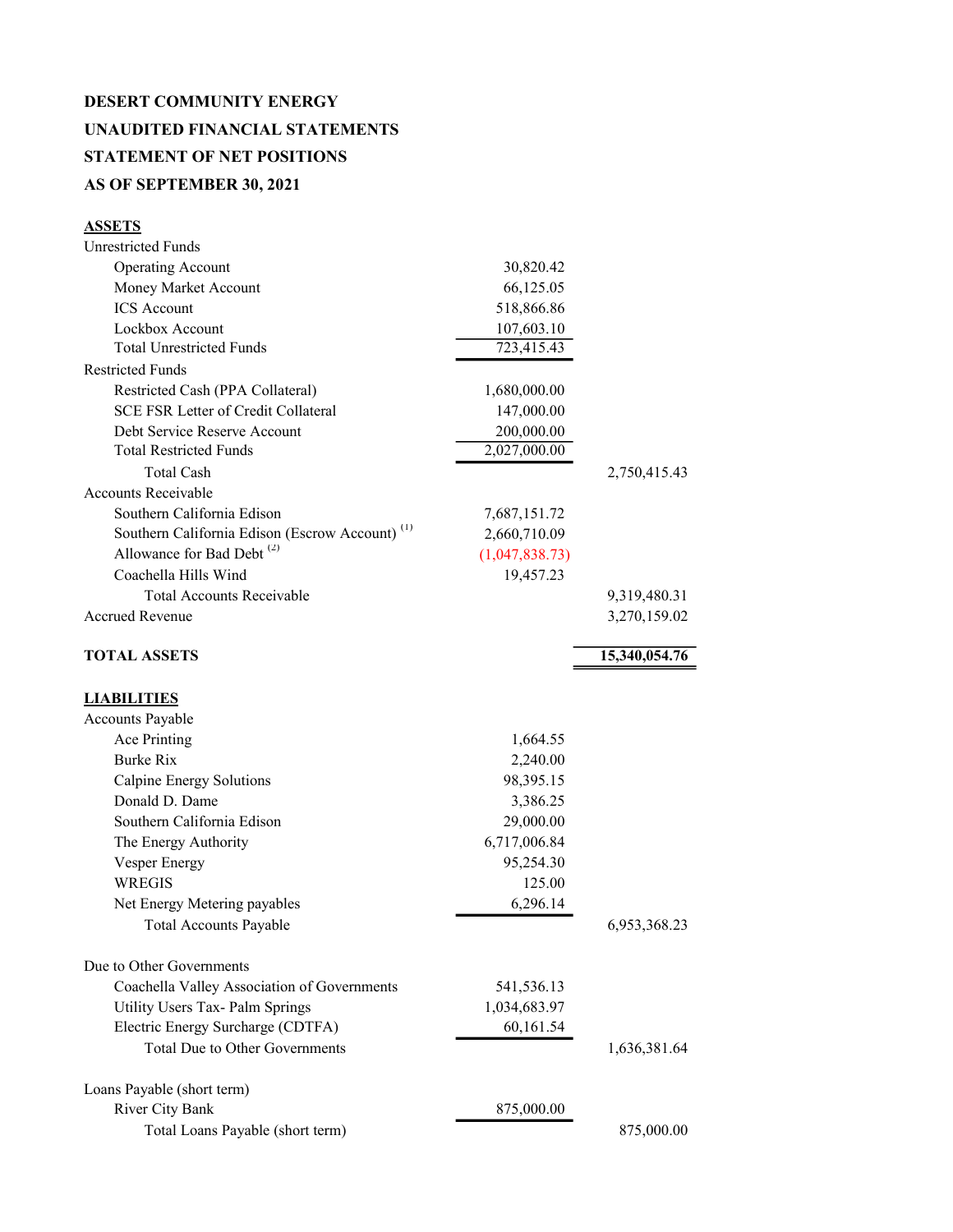**DESERT COMMUNITY ENERGY**

**UNAUDITED FINANCIAL STATEMENTS**

**STATEMENT OF NET POSITIONS**

**AS OF SEPTEMBER 30, 2021**

| | | |
|---|---|---|
| **ASSETS** | | |
| Unrestricted Funds | | |
| Operating Account | 30,820.42 | |
| Money Market Account | 66,125.05 | |
| ICS Account | 518,866.86 | |
| Lockbox Account | 107,603.10 | |
| Total Unrestricted Funds | 723,415.43 | |
| Restricted Funds | | |
| Restricted Cash (PPA Collateral) | 1,680,000.00 | |
| SCE FSR Letter of Credit Collateral | 147,000.00 | |
| Debt Service Reserve Account | 200,000.00 | |
| Total Restricted Funds | 2,027,000.00 | |
| Total Cash | | 2,750,415.43 |
| Accounts Receivable | | |
| Southern California Edison | 7,687,151.72 | |
| Southern California Edison (Escrow Account) [(1)] | 2,660,710.09 | |
| Allowance for Bad Debt [(2)] | (1,047,838.73) | |
| Coachella Hills Wind | 19,457.23 | |
| Total Accounts Receivable | | 9,319,480.31 |
| Accrued Revenue | | 3,270,159.02 |
| **TOTAL ASSETS** | | **15,340,054.76** |
| | | |
| **LIABILITIES** | | |
| Accounts Payable | | |
| Ace Printing | 1,664.55 | |
| Burke Rix | 2,240.00 | |
| Calpine Energy Solutions | 98,395.15 | |
| Donald D. Dame | 3,386.25 | |
| Southern California Edison | 29,000.00 | |
| The Energy Authority | 6,717,006.84 | |
| Vesper Energy | 95,254.30 | |
| WREGIS | 125.00 | |
| Net Energy Metering payables | 6,296.14 | |
| Total Accounts Payable | | 6,953,368.23 |
| Due to Other Governments | | |
| Coachella Valley Association of Governments | 541,536.13 | |
| Utility Users Tax- Palm Springs | 1,034,683.97 | |
| Electric Energy Surcharge (CDTFA) | 60,161.54 | |
| Total Due to Other Governments | | 1,636,381.64 |
| Loans Payable (short term) | | |
| River City Bank | 875,000.00 | |
| Total Loans Payable (short term) | | 875,000.00 |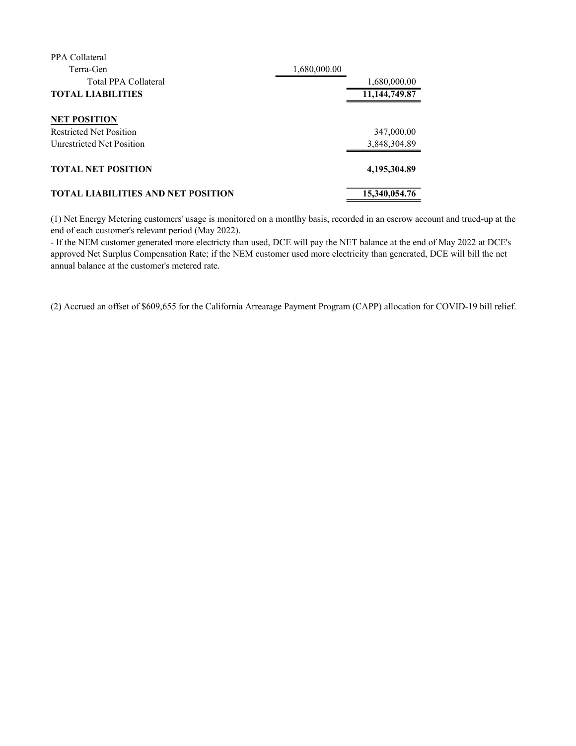| | | |
|---|---|---|
| PPA Collateral | | |
| Terra-Gen | 1,680,000.00 | |
| Total PPA Collateral | | 1,680,000.00 |
| **TOTAL LIABILITIES** | | **11,144,749.87** |
| | | |
| **NET POSITION** | | |
| Restricted Net Position | | 347,000.00 |
| Unrestricted Net Position | | 3,848,304.89 |
| | | |
| **TOTAL NET POSITION** | | **4,195,304.89** |
| | | |
| **TOTAL LIABILITIES AND NET POSITION** | | **15,340,054.76** |

(1) Net Energy Metering customers' usage is monitored on a montlhy basis, recorded in an escrow account and trued-up at the end of each customer's relevant period (May 2022).

- If the NEM customer generated more electricty than used, DCE will pay the NET balance at the end of May 2022 at DCE's approved Net Surplus Compensation Rate; if the NEM customer used more electricity than generated, DCE will bill the net annual balance at the customer's metered rate.

(2) Accrued an offset of $609,655 for the California Arrearage Payment Program (CAPP) allocation for COVID-19 bill relief.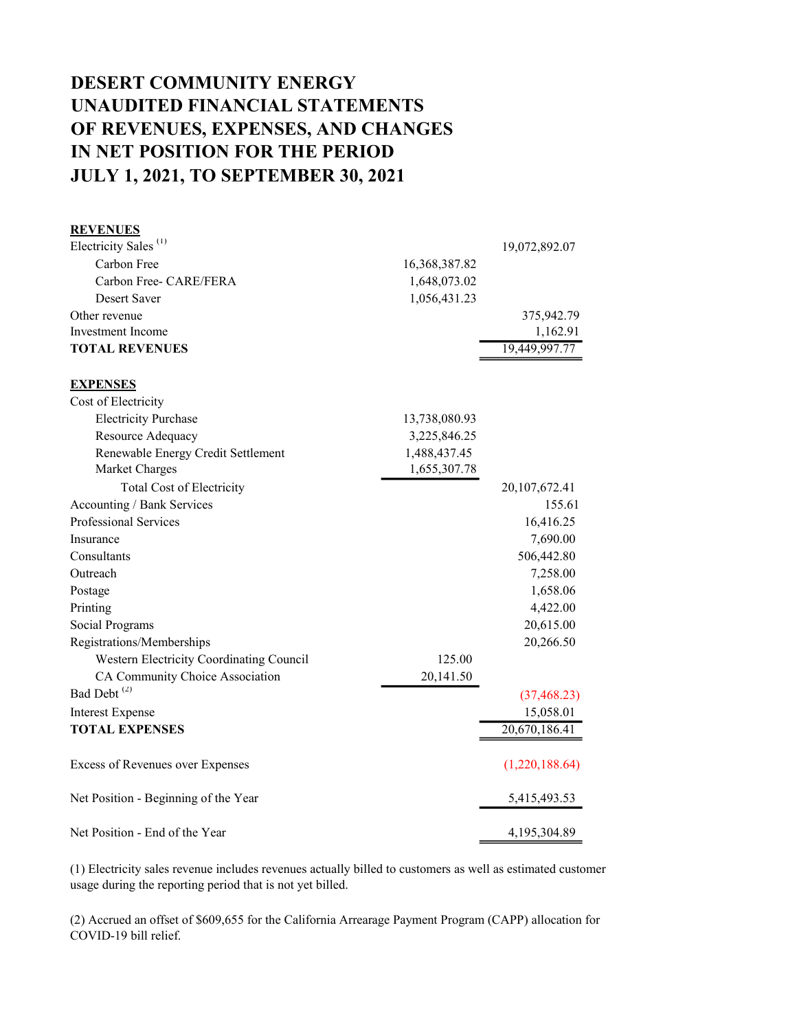# DESERT COMMUNITY ENERGY UNAUDITED FINANCIAL STATEMENTS OF REVENUES, EXPENSES, AND CHANGES IN NET POSITION FOR THE PERIOD JULY 1, 2021, TO SEPTEMBER 30, 2021

| | | |
|---|---|---|
| **REVENUES** | | |
| Electricity Sales [(1)] | | 19,072,892.07 |
| Carbon Free | 16,368,387.82 | |
| Carbon Free- CARE/FERA | 1,648,073.02 | |
| Desert Saver | 1,056,431.23 | |
| Other revenue | | 375,942.79 |
| Investment Income | | 1,162.91 |
| **TOTAL REVENUES** | | 19,449,997.77 |
| | | |
| **EXPENSES** | | |
| Cost of Electricity | | |
| Electricity Purchase | 13,738,080.93 | |
| Resource Adequacy | 3,225,846.25 | |
| Renewable Energy Credit Settlement | 1,488,437.45 | |
| Market Charges | 1,655,307.78 | |
| Total Cost of Electricity | | 20,107,672.41 |
| Accounting / Bank Services | | 155.61 |
| Professional Services | | 16,416.25 |
| Insurance | | 7,690.00 |
| Consultants | | 506,442.80 |
| Outreach | | 7,258.00 |
| Postage | | 1,658.06 |
| Printing | | 4,422.00 |
| Social Programs | | 20,615.00 |
| Registrations/Memberships | | 20,266.50 |
| Western Electricity Coordinating Council | 125.00 | |
| CA Community Choice Association | 20,141.50 | |
| Bad Debt [(2)] | | (37,468.23) |
| Interest Expense | | 15,058.01 |
| **TOTAL EXPENSES** | | 20,670,186.41 |
| | | |
| Excess of Revenues over Expenses | | (1,220,188.64) |
| | | |
| Net Position - Beginning of the Year | | 5,415,493.53 |
| | | |
| Net Position - End of the Year | | 4,195,304.89 |

(1) Electricity sales revenue includes revenues actually billed to customers as well as estimated customer usage during the reporting period that is not yet billed.

(2) Accrued an offset of $609,655 for the California Arrearage Payment Program (CAPP) allocation for COVID-19 bill relief.